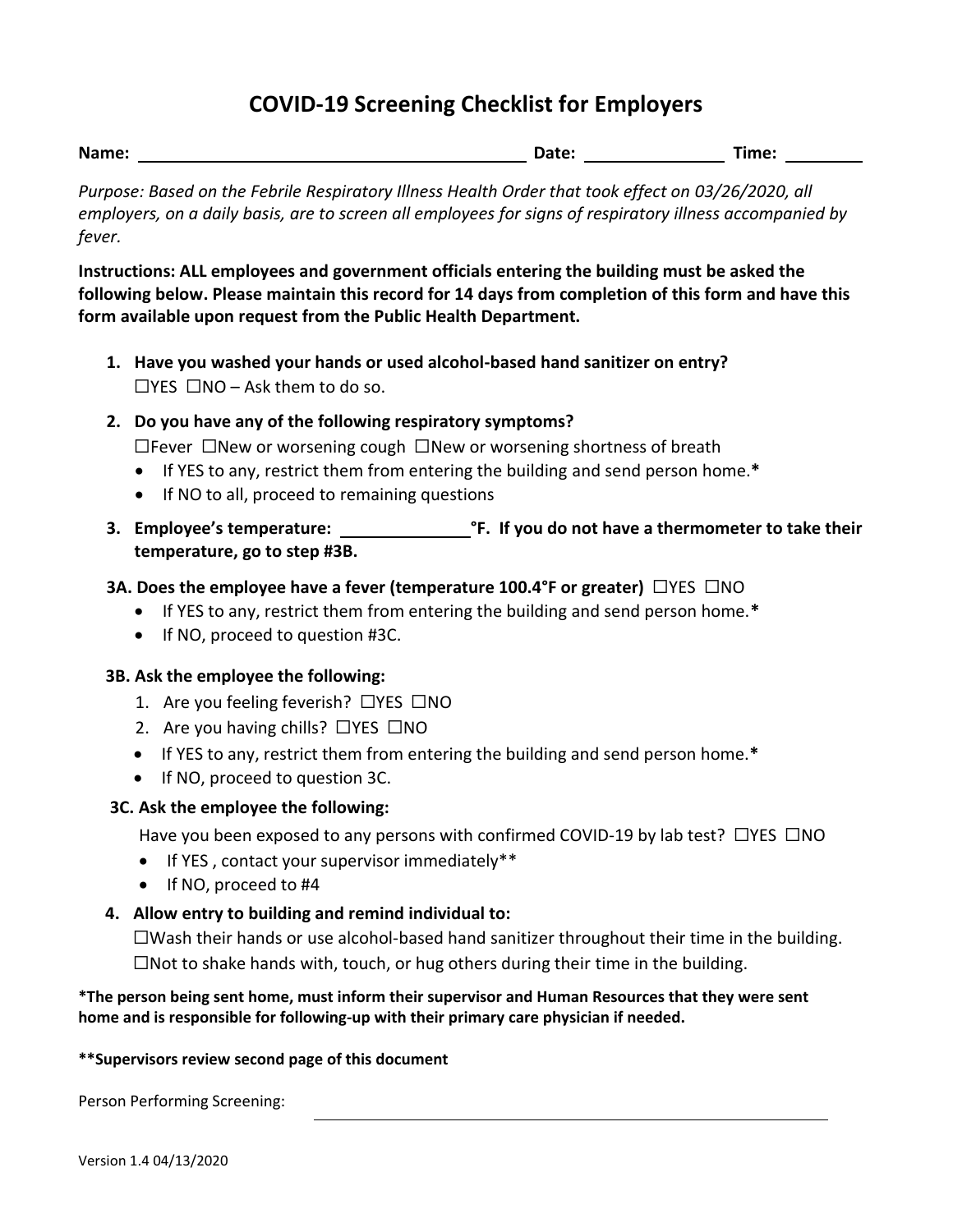# COVID-19 Screening Checklist for Employers

**Name:** ____________________________________________ **Date:** _______________ **Time:** ________

*Purpose: Based on the Febrile Respiratory Illness Health Order that took effect on 03/26/2020, all employers, on a daily basis, are to screen all employees for signs of respiratory illness accompanied by fever.*

**Instructions: ALL employees and government officials entering the building must be asked the following below. Please maintain this record for 14 days from completion of this form and have this form available upon request from the Public Health Department.**

1. **Have you washed your hands or used alcohol-based hand sanitizer on entry?**
   ☐YES ☐NO – Ask them to do so.

2. **Do you have any of the following respiratory symptoms?**
   ☐Fever ☐New or worsening cough ☐New or worsening shortness of breath
   - If YES to any, restrict them from entering the building and send person home.**\***
   - If NO to all, proceed to remaining questions

3. **Employee's temperature: _______________°F. If you do not have a thermometer to take their temperature, go to step #3B.**

**3A. Does the employee have a fever (temperature 100.4°F or greater)** ☐YES ☐NO
- If YES to any, restrict them from entering the building and send person home.**\***
- If NO, proceed to question #3C.

**3B. Ask the employee the following:**
1. Are you feeling feverish? ☐YES ☐NO
2. Are you having chills? ☐YES ☐NO

- If YES to any, restrict them from entering the building and send person home.**\***
- If NO, proceed to question 3C.

**3C. Ask the employee the following:**

Have you been exposed to any persons with confirmed COVID-19 by lab test? ☐YES ☐NO
- If YES , contact your supervisor immediately**
- If NO, proceed to #4

4. **Allow entry to building and remind individual to:**
   ☐Wash their hands or use alcohol-based hand sanitizer throughout their time in the building.
   ☐Not to shake hands with, touch, or hug others during their time in the building.

**\*The person being sent home, must inform their supervisor and Human Resources that they were sent home and is responsible for following-up with their primary care physician if needed.**

**\*\*Supervisors review second page of this document**

Person Performing Screening: ____________________________________________

Version 1.4 04/13/2020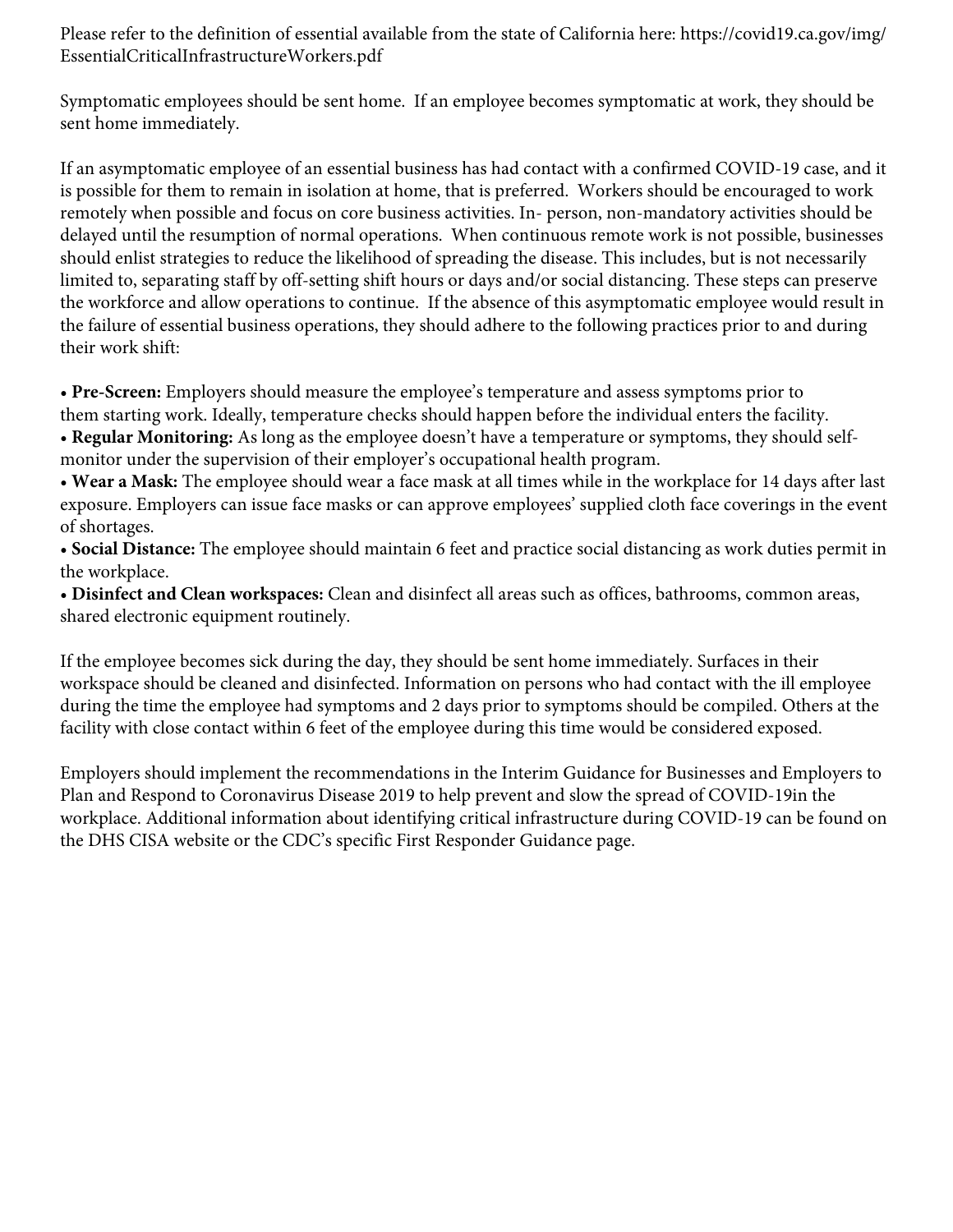Please refer to the definition of essential available from the state of California here: https://covid19.ca.gov/img/EssentialCriticalInfrastructureWorkers.pdf

Symptomatic employees should be sent home. If an employee becomes symptomatic at work, they should be sent home immediately.

If an asymptomatic employee of an essential business has had contact with a confirmed COVID-19 case, and it is possible for them to remain in isolation at home, that is preferred. Workers should be encouraged to work remotely when possible and focus on core business activities. In- person, non-mandatory activities should be delayed until the resumption of normal operations. When continuous remote work is not possible, businesses should enlist strategies to reduce the likelihood of spreading the disease. This includes, but is not necessarily limited to, separating staff by off-setting shift hours or days and/or social distancing. These steps can preserve the workforce and allow operations to continue. If the absence of this asymptomatic employee would result in the failure of essential business operations, they should adhere to the following practices prior to and during their work shift:

- **Pre-Screen:** Employers should measure the employee's temperature and assess symptoms prior to them starting work. Ideally, temperature checks should happen before the individual enters the facility.
- **Regular Monitoring:** As long as the employee doesn't have a temperature or symptoms, they should self-monitor under the supervision of their employer's occupational health program.
- **Wear a Mask:** The employee should wear a face mask at all times while in the workplace for 14 days after last exposure. Employers can issue face masks or can approve employees' supplied cloth face coverings in the event of shortages.
- **Social Distance:** The employee should maintain 6 feet and practice social distancing as work duties permit in the workplace.
- **Disinfect and Clean workspaces:** Clean and disinfect all areas such as offices, bathrooms, common areas, shared electronic equipment routinely.

If the employee becomes sick during the day, they should be sent home immediately. Surfaces in their workspace should be cleaned and disinfected. Information on persons who had contact with the ill employee during the time the employee had symptoms and 2 days prior to symptoms should be compiled. Others at the facility with close contact within 6 feet of the employee during this time would be considered exposed.

Employers should implement the recommendations in the Interim Guidance for Businesses and Employers to Plan and Respond to Coronavirus Disease 2019 to help prevent and slow the spread of COVID-19in the workplace. Additional information about identifying critical infrastructure during COVID-19 can be found on the DHS CISA website or the CDC's specific First Responder Guidance page.